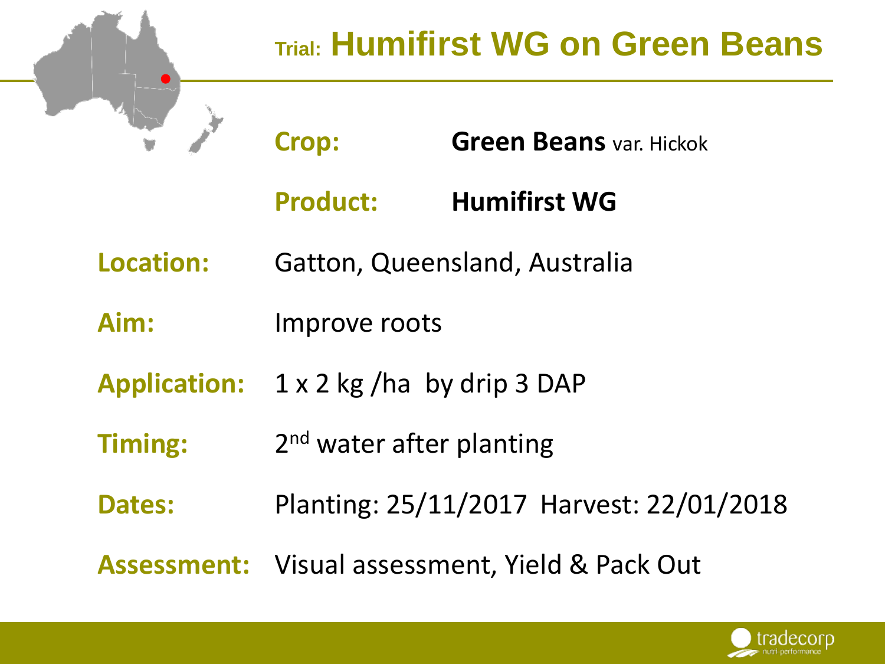# Trial: Humifirst WG on Green Beans

**Crop:** **Green Beans** var. Hickok

**Product:** **Humifirst WG**

**Location:** Gatton, Queensland, Australia

**Aim:** Improve roots

**Application:** 1 x 2 kg /ha by drip 3 DAP

**Timing:** 2nd water after planting

**Dates:** Planting: 25/11/2017 Harvest: 22/01/2018

**Assessment:** Visual assessment, Yield & Pack Out

tradecorp nutri-performance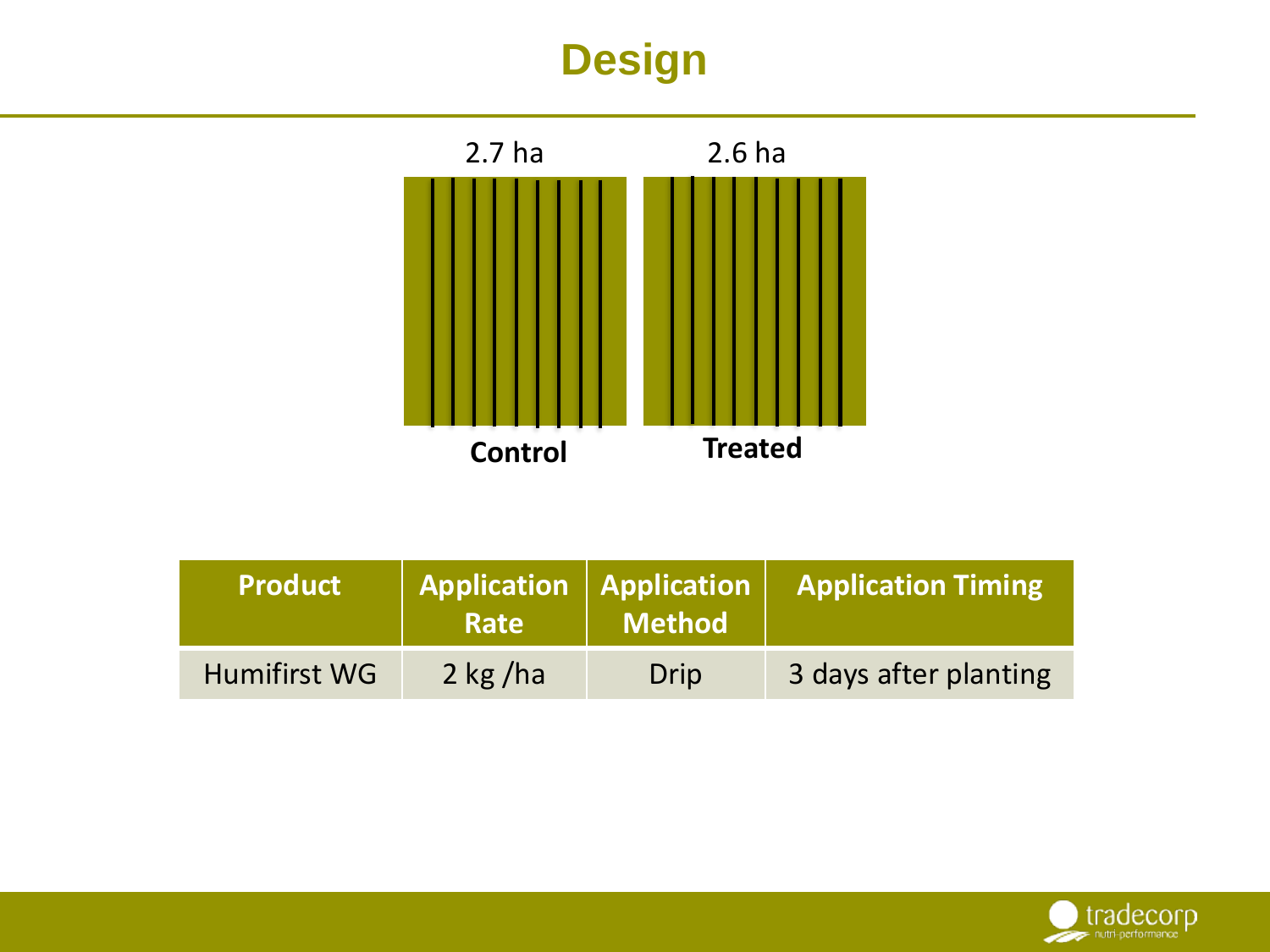# Design

2.7 ha

2.6 ha

**Control**

**Treated**

| Product | Application Rate | Application Method | Application Timing |
| --- | --- | --- | --- |
| Humifirst WG | 2 kg /ha | Drip | 3 days after planting |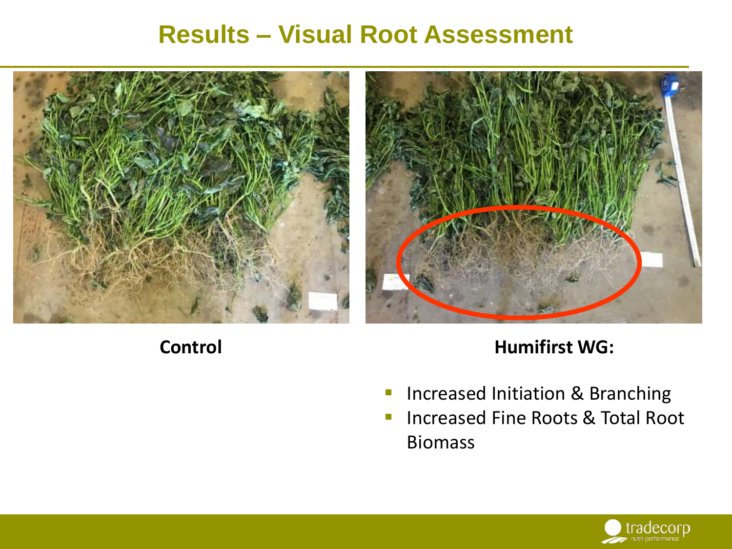# Results – Visual Root Assessment

**Control**

**Humifirst WG:**

- Increased Initiation & Branching
- Increased Fine Roots & Total Root Biomass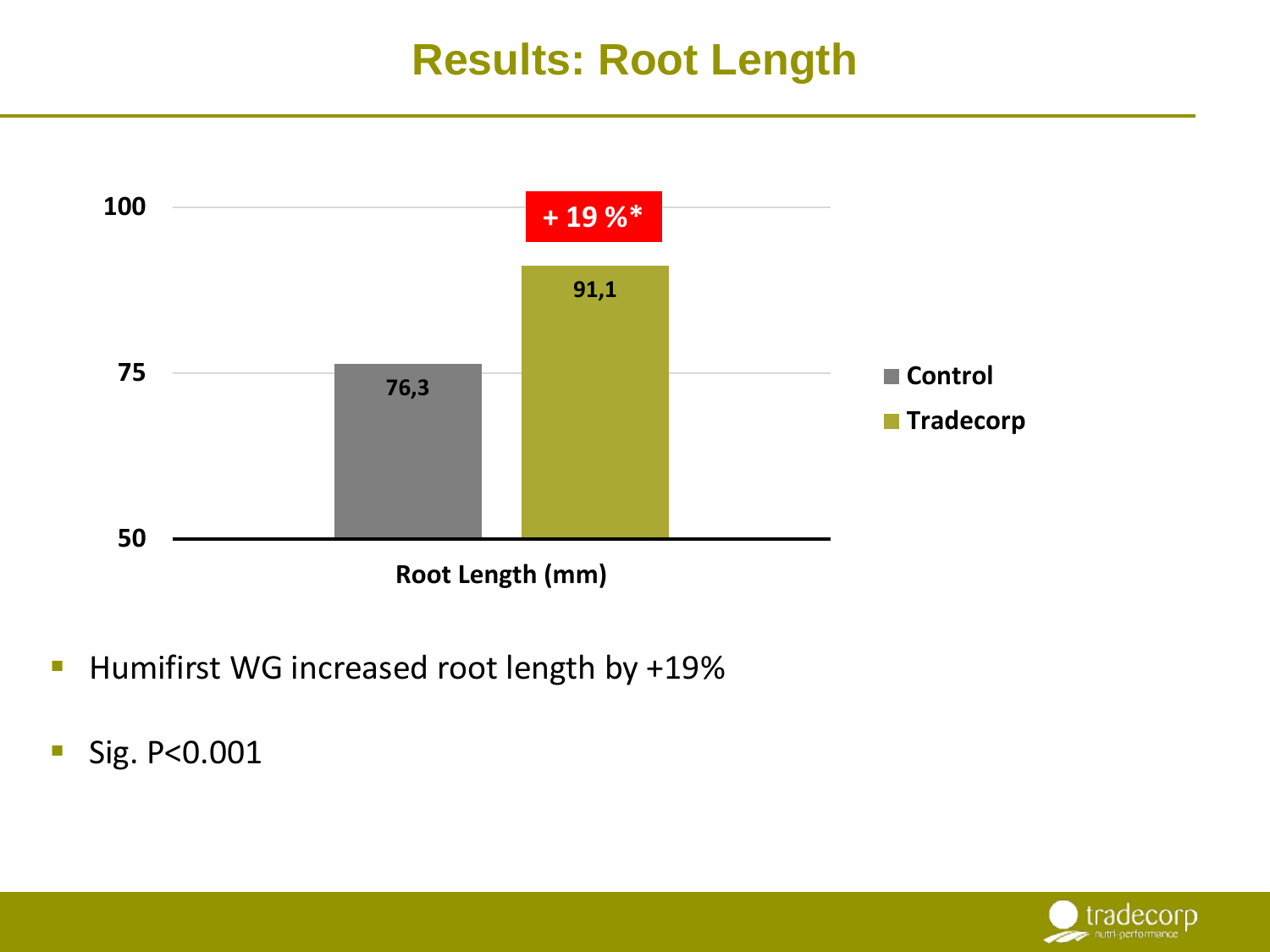# Results: Root Length

| Root Length (mm) | Value |
|---|---|
| Control | 76,3 |
| Tradecorp | 91,1 |

+ 19 %*

- Humifirst WG increased root length by +19%
- Sig. $P<0.001$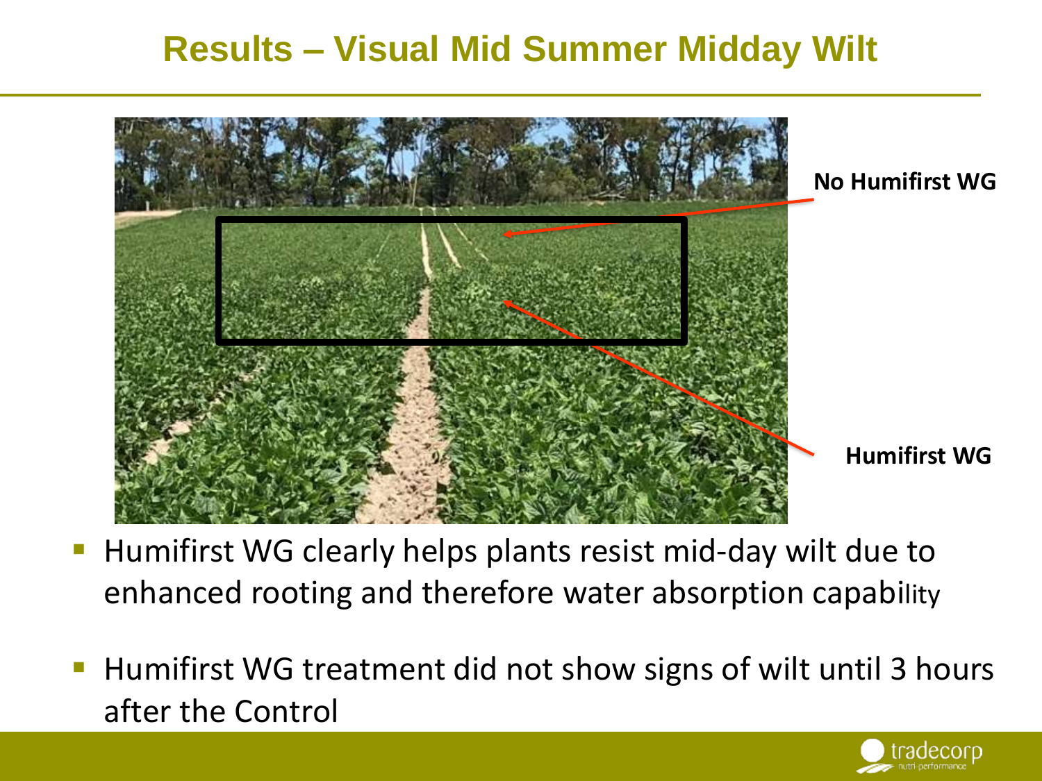# Results – Visual Mid Summer Midday Wilt

No Humifirst WG

Humifirst WG

- Humifirst WG clearly helps plants resist mid-day wilt due to enhanced rooting and therefore water absorption capability
- Humifirst WG treatment did not show signs of wilt until 3 hours after the Control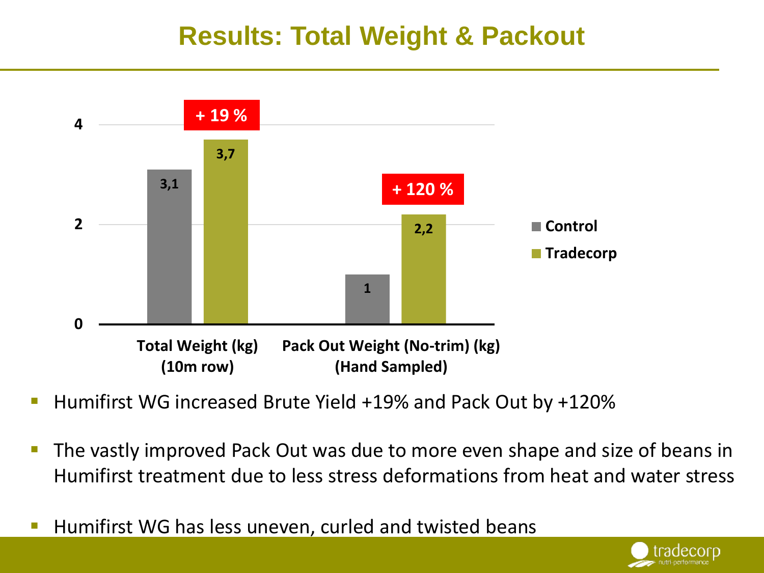# Results: Total Weight & Packout

| | Control | Tradecorp | Difference |
|---|---|---|---|
| Total Weight (kg) (10m row) | 3,1 | 3,7 | + 19 % |
| Pack Out Weight (No-trim) (kg) (Hand Sampled) | 1 | 2,2 | + 120 % |

- Humifirst WG increased Brute Yield +19% and Pack Out by +120%
- The vastly improved Pack Out was due to more even shape and size of beans in Humifirst treatment due to less stress deformations from heat and water stress
- Humifirst WG has less uneven, curled and twisted beans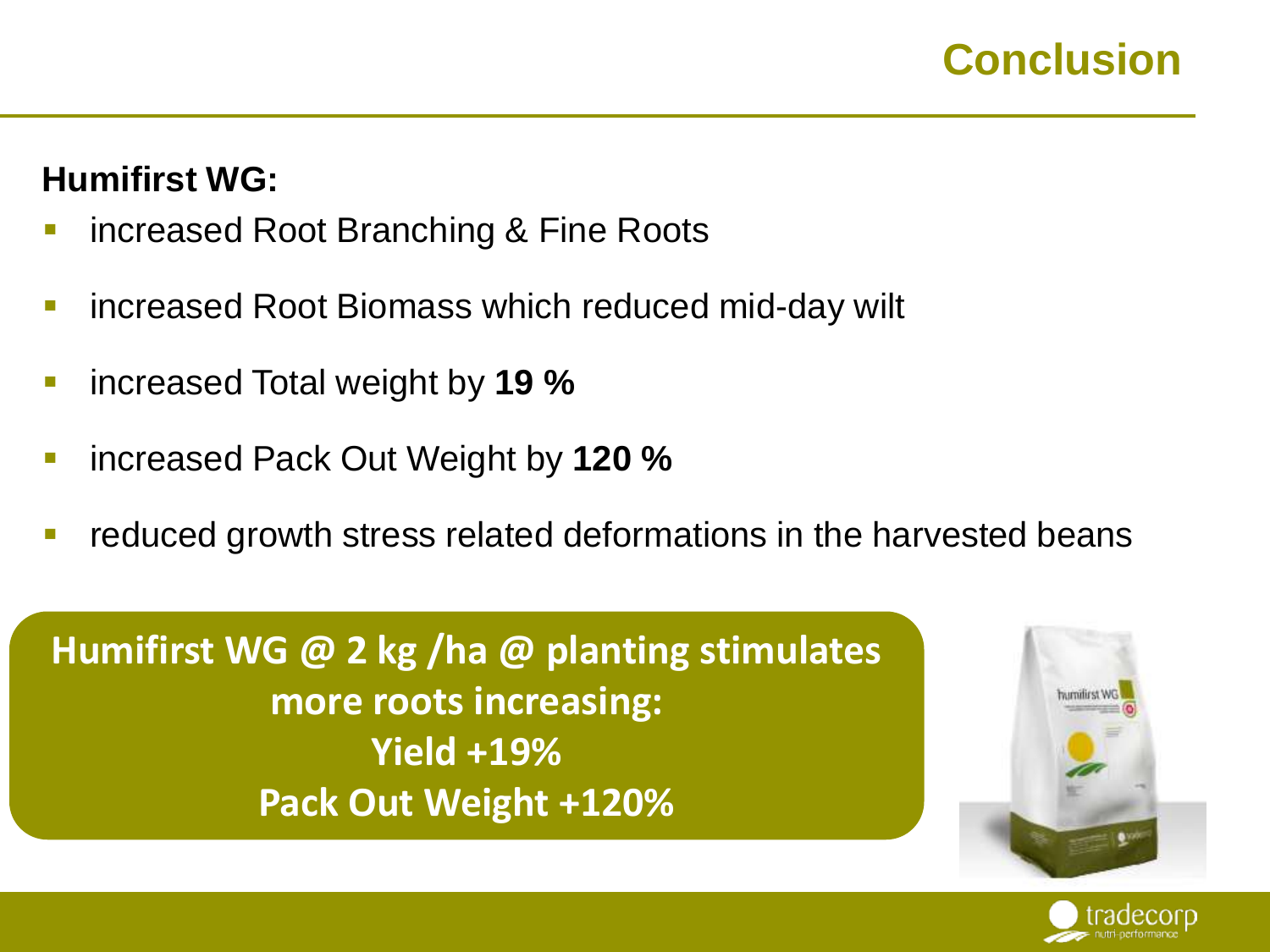# Conclusion

**Humifirst WG:**

- increased Root Branching & Fine Roots
- increased Root Biomass which reduced mid-day wilt
- increased Total weight by **19 %**
- increased Pack Out Weight by **120 %**
- reduced growth stress related deformations in the harvested beans

**Humifirst WG @ 2 kg /ha @ planting stimulates more roots increasing:**
**Yield +19%**
**Pack Out Weight +120%**